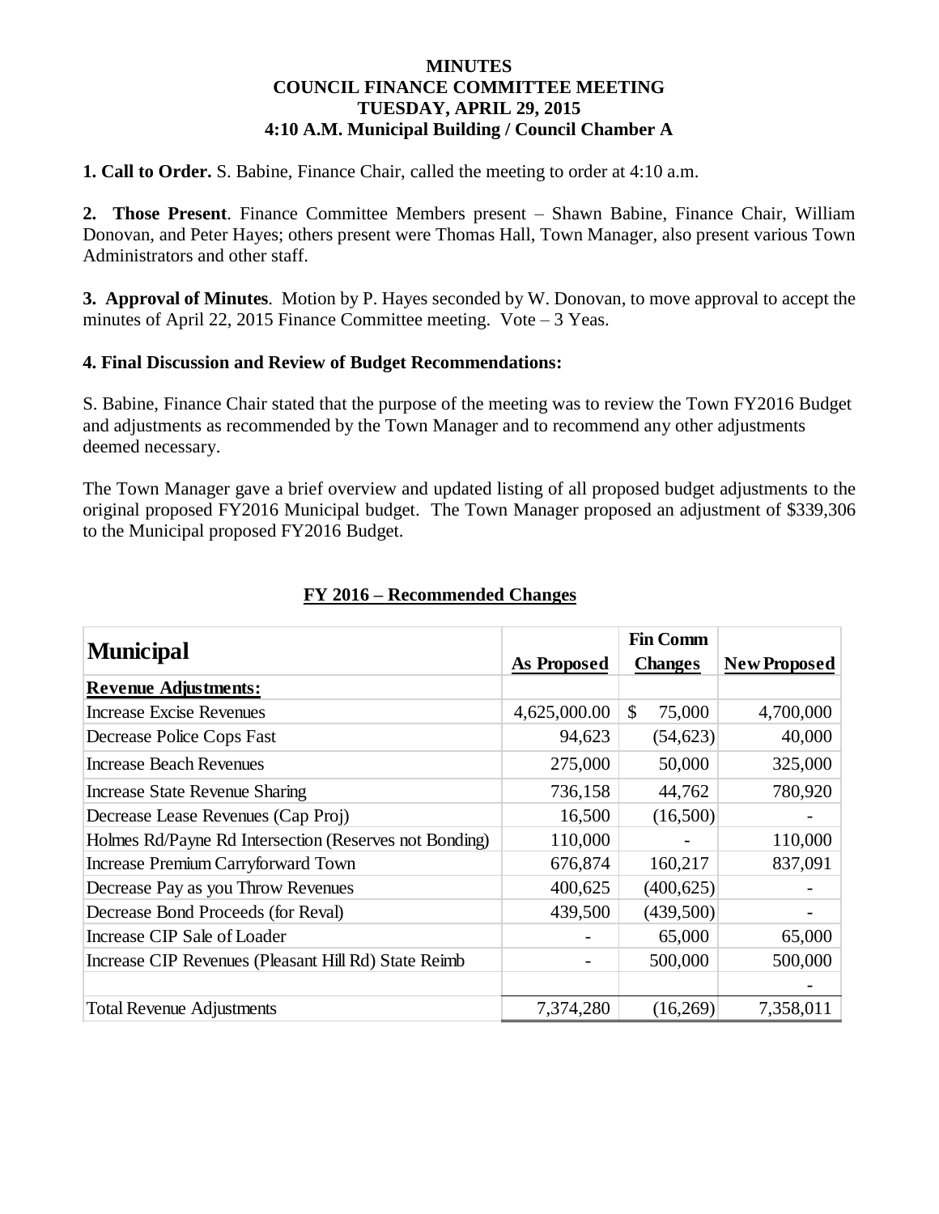**MINUTES**
**COUNCIL FINANCE COMMITTEE MEETING**
**TUESDAY, APRIL 29, 2015**
**4:10 A.M. Municipal Building / Council Chamber A**

**1. Call to Order.** S. Babine, Finance Chair, called the meeting to order at 4:10 a.m.

**2. Those Present**. Finance Committee Members present – Shawn Babine, Finance Chair, William Donovan, and Peter Hayes; others present were Thomas Hall, Town Manager, also present various Town Administrators and other staff.

**3. Approval of Minutes**. Motion by P. Hayes seconded by W. Donovan, to move approval to accept the minutes of April 22, 2015 Finance Committee meeting. Vote – 3 Yeas.

**4. Final Discussion and Review of Budget Recommendations:**

S. Babine, Finance Chair stated that the purpose of the meeting was to review the Town FY2016 Budget and adjustments as recommended by the Town Manager and to recommend any other adjustments deemed necessary.

The Town Manager gave a brief overview and updated listing of all proposed budget adjustments to the original proposed FY2016 Municipal budget. The Town Manager proposed an adjustment of $339,306 to the Municipal proposed FY2016 Budget.

**FY 2016 – Recommended Changes**

| Municipal | As Proposed | Fin Comm Changes | New Proposed |
|---|---|---|---|
| **Revenue Adjustments:** | | | |
| Increase Excise Revenues | 4,625,000.00 | $ 75,000 | 4,700,000 |
| Decrease Police Cops Fast | 94,623 | (54,623) | 40,000 |
| Increase Beach Revenues | 275,000 | 50,000 | 325,000 |
| Increase State Revenue Sharing | 736,158 | 44,762 | 780,920 |
| Decrease Lease Revenues (Cap Proj) | 16,500 | (16,500) | - |
| Holmes Rd/Payne Rd Intersection (Reserves not Bonding) | 110,000 | - | 110,000 |
| Increase Premium Carryforward Town | 676,874 | 160,217 | 837,091 |
| Decrease Pay as you Throw Revenues | 400,625 | (400,625) | - |
| Decrease Bond Proceeds (for Reval) | 439,500 | (439,500) | - |
| Increase CIP Sale of Loader | - | 65,000 | 65,000 |
| Increase CIP Revenues (Pleasant Hill Rd) State Reimb | - | 500,000 | 500,000 |
| | | | - |
| Total Revenue Adjustments | 7,374,280 | (16,269) | 7,358,011 |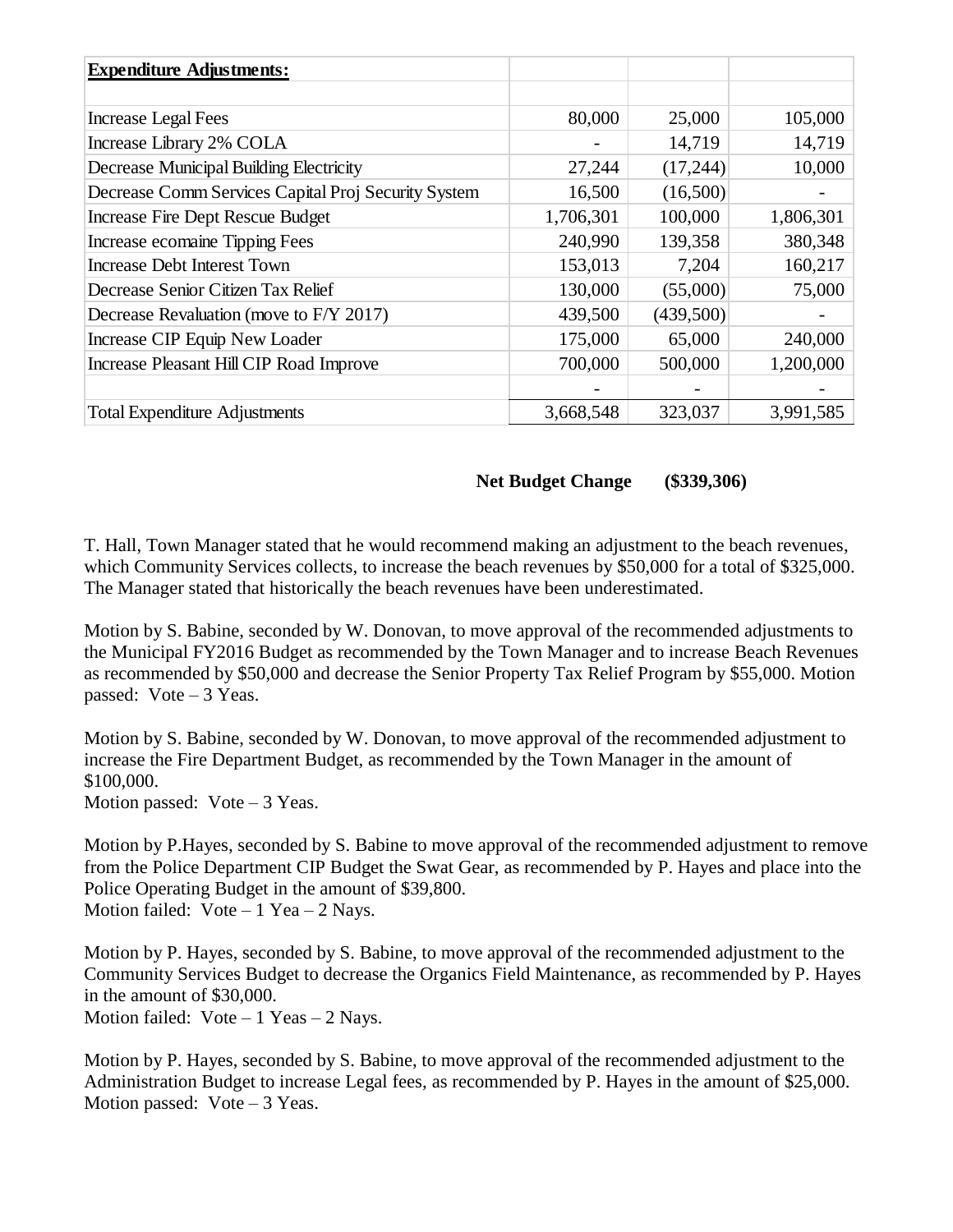| **Expenditure Adjustments:** | | | |
|---|---|---|---|
| | | | |
| Increase Legal Fees | 80,000 | 25,000 | 105,000 |
| Increase Library 2% COLA | - | 14,719 | 14,719 |
| Decrease Municipal Building Electricity | 27,244 | (17,244) | 10,000 |
| Decrease Comm Services Capital Proj Security System | 16,500 | (16,500) | - |
| Increase Fire Dept Rescue Budget | 1,706,301 | 100,000 | 1,806,301 |
| Increase ecomaine Tipping Fees | 240,990 | 139,358 | 380,348 |
| Increase Debt Interest Town | 153,013 | 7,204 | 160,217 |
| Decrease Senior Citizen Tax Relief | 130,000 | (55,000) | 75,000 |
| Decrease Revaluation (move to F/Y 2017) | 439,500 | (439,500) | - |
| Increase CIP Equip New Loader | 175,000 | 65,000 | 240,000 |
| Increase Pleasant Hill CIP Road Improve | 700,000 | 500,000 | 1,200,000 |
| | - | - | - |
| Total Expenditure Adjustments | 3,668,548 | 323,037 | 3,991,585 |

**Net Budget Change (\$339,306)**

T. Hall, Town Manager stated that he would recommend making an adjustment to the beach revenues, which Community Services collects, to increase the beach revenues by \$50,000 for a total of \$325,000. The Manager stated that historically the beach revenues have been underestimated.

Motion by S. Babine, seconded by W. Donovan, to move approval of the recommended adjustments to the Municipal FY2016 Budget as recommended by the Town Manager and to increase Beach Revenues as recommended by \$50,000 and decrease the Senior Property Tax Relief Program by \$55,000. Motion passed: Vote – 3 Yeas.

Motion by S. Babine, seconded by W. Donovan, to move approval of the recommended adjustment to increase the Fire Department Budget, as recommended by the Town Manager in the amount of \$100,000.
Motion passed: Vote – 3 Yeas.

Motion by P.Hayes, seconded by S. Babine to move approval of the recommended adjustment to remove from the Police Department CIP Budget the Swat Gear, as recommended by P. Hayes and place into the Police Operating Budget in the amount of \$39,800.
Motion failed: Vote – 1 Yea – 2 Nays.

Motion by P. Hayes, seconded by S. Babine, to move approval of the recommended adjustment to the Community Services Budget to decrease the Organics Field Maintenance, as recommended by P. Hayes in the amount of \$30,000.
Motion failed: Vote – 1 Yeas – 2 Nays.

Motion by P. Hayes, seconded by S. Babine, to move approval of the recommended adjustment to the Administration Budget to increase Legal fees, as recommended by P. Hayes in the amount of \$25,000.
Motion passed: Vote – 3 Yeas.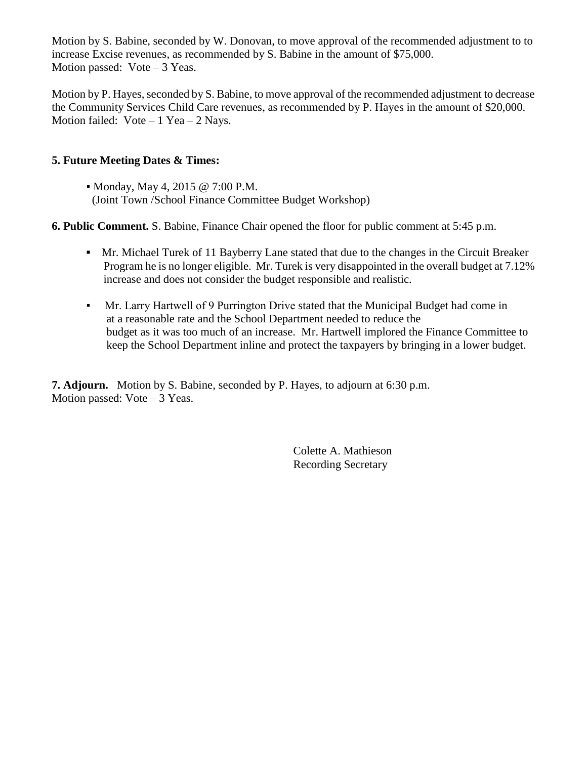Motion by S. Babine, seconded by W. Donovan, to move approval of the recommended adjustment to to increase Excise revenues, as recommended by S. Babine in the amount of $75,000.
Motion passed: Vote – 3 Yeas.

Motion by P. Hayes, seconded by S. Babine, to move approval of the recommended adjustment to decrease the Community Services Child Care revenues, as recommended by P. Hayes in the amount of $20,000.
Motion failed: Vote – 1 Yea – 2 Nays.

**5. Future Meeting Dates & Times:**

- Monday, May 4, 2015 @ 7:00 P.M.
  (Joint Town /School Finance Committee Budget Workshop)

**6. Public Comment.** S. Babine, Finance Chair opened the floor for public comment at 5:45 p.m.

- Mr. Michael Turek of 11 Bayberry Lane stated that due to the changes in the Circuit Breaker Program he is no longer eligible. Mr. Turek is very disappointed in the overall budget at 7.12% increase and does not consider the budget responsible and realistic.

- Mr. Larry Hartwell of 9 Purrington Drive stated that the Municipal Budget had come in at a reasonable rate and the School Department needed to reduce the budget as it was too much of an increase. Mr. Hartwell implored the Finance Committee to keep the School Department inline and protect the taxpayers by bringing in a lower budget.

**7. Adjourn.** Motion by S. Babine, seconded by P. Hayes, to adjourn at 6:30 p.m.
Motion passed: Vote – 3 Yeas.

Colette A. Mathieson
Recording Secretary